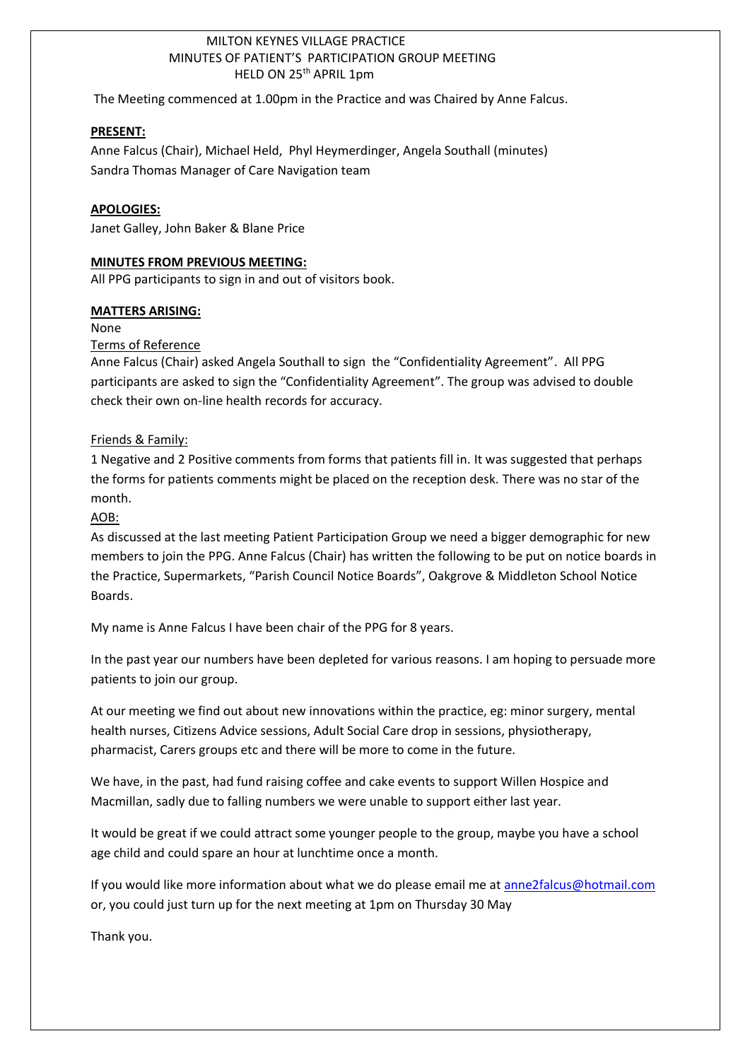MILTON KEYNES VILLAGE PRACTICE
MINUTES OF PATIENT'S PARTICIPATION GROUP MEETING
HELD ON 25th APRIL 1pm

The Meeting commenced at 1.00pm in the Practice and was Chaired by Anne Falcus.

**PRESENT:**

Anne Falcus (Chair), Michael Held, Phyl Heymerdinger, Angela Southall (minutes)
Sandra Thomas Manager of Care Navigation team

**APOLOGIES:**

Janet Galley, John Baker & Blane Price

**MINUTES FROM PREVIOUS MEETING:**

All PPG participants to sign in and out of visitors book.

**MATTERS ARISING:**

None

Terms of Reference

Anne Falcus (Chair) asked Angela Southall to sign the "Confidentiality Agreement". All PPG participants are asked to sign the "Confidentiality Agreement". The group was advised to double check their own on-line health records for accuracy.

Friends & Family:

1 Negative and 2 Positive comments from forms that patients fill in. It was suggested that perhaps the forms for patients comments might be placed on the reception desk. There was no star of the month.

AOB:

As discussed at the last meeting Patient Participation Group we need a bigger demographic for new members to join the PPG. Anne Falcus (Chair) has written the following to be put on notice boards in the Practice, Supermarkets, "Parish Council Notice Boards", Oakgrove & Middleton School Notice Boards.

My name is Anne Falcus I have been chair of the PPG for 8 years.

In the past year our numbers have been depleted for various reasons. I am hoping to persuade more patients to join our group.

At our meeting we find out about new innovations within the practice, eg: minor surgery, mental health nurses, Citizens Advice sessions, Adult Social Care drop in sessions, physiotherapy, pharmacist, Carers groups etc and there will be more to come in the future.

We have, in the past, had fund raising coffee and cake events to support Willen Hospice and Macmillan, sadly due to falling numbers we were unable to support either last year.

It would be great if we could attract some younger people to the group, maybe you have a school age child and could spare an hour at lunchtime once a month.

If you would like more information about what we do please email me at anne2falcus@hotmail.com or, you could just turn up for the next meeting at 1pm on Thursday 30 May

Thank you.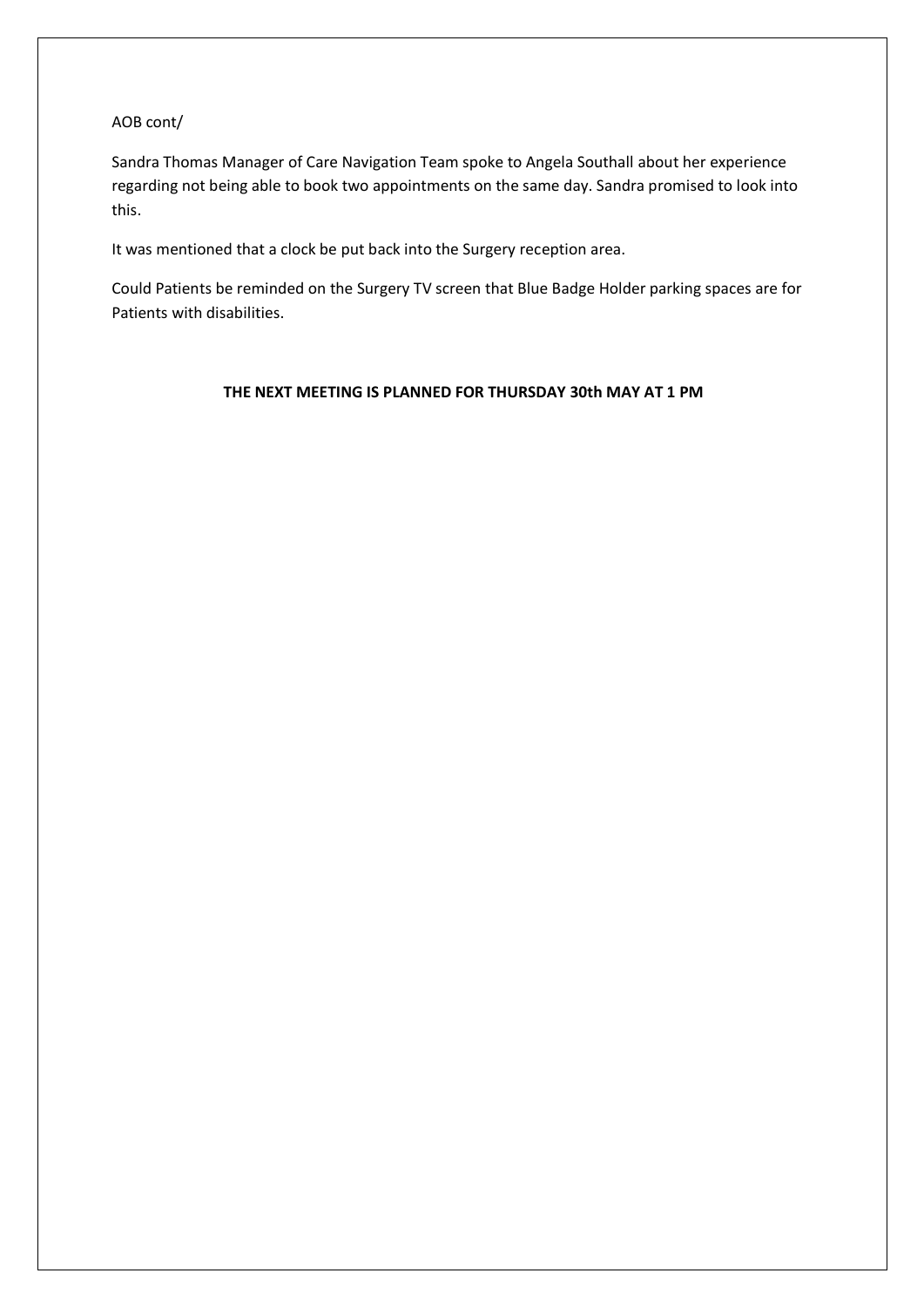AOB cont/

Sandra Thomas Manager of Care Navigation Team spoke to Angela Southall about her experience regarding not being able to book two appointments on the same day. Sandra promised to look into this.

It was mentioned that a clock be put back into the Surgery reception area.

Could Patients be reminded on the Surgery TV screen that Blue Badge Holder parking spaces are for Patients with disabilities.

**THE NEXT MEETING IS PLANNED FOR THURSDAY 30th MAY AT 1 PM**